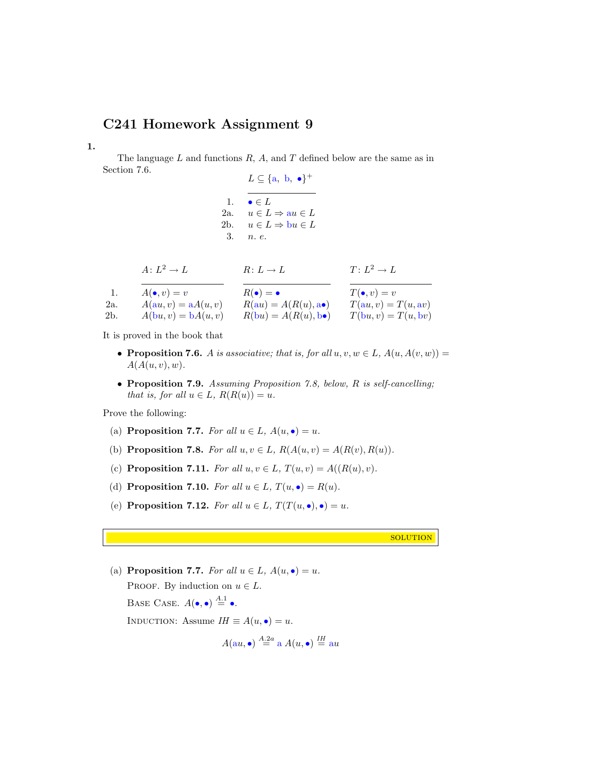# C241 Homework Assignment 9

**1.**

The language $L$ and functions $R$, $A$, and $T$ defined below are the same as in Section 7.6.

$$L \subseteq \{\text{a}, \text{ b}, \bullet\}^+$$

| | |
|---|---|
| 1. | $\bullet \in L$ |
| 2a. | $u \in L \Rightarrow \text{a}u \in L$ |
| 2b. | $u \in L \Rightarrow \text{b}u \in L$ |
| 3. | *n. e.* |

| | $A\colon L^2 \to L$ | $R\colon L \to L$ | $T\colon L^2 \to L$ |
|---|---|---|---|
| 1. | $A(\bullet, v) = v$ | $R(\bullet) = \bullet$ | $T(\bullet, v) = v$ |
| 2a. | $A(\text{a}u, v) = \text{a}A(u, v)$ | $R(\text{a}u) = A(R(u), \text{a}\bullet)$ | $T(\text{a}u, v) = T(u, \text{a}v)$ |
| 2b. | $A(\text{b}u, v) = \text{b}A(u, v)$ | $R(\text{b}u) = A(R(u), \text{b}\bullet)$ | $T(\text{b}u, v) = T(u, \text{b}v)$ |

It is proved in the book that

- **Proposition 7.6.** *$A$ is associative; that is, for all $u, v, w \in L$, $A(u, A(v, w)) = A(A(u, v), w)$.*
- **Proposition 7.9.** *Assuming Proposition 7.8, below, $R$ is self-cancelling; that is, for all $u \in L$, $R(R(u)) = u$.*

Prove the following:

(a) **Proposition 7.7.** *For all $u \in L$, $A(u, \bullet) = u$.*

(b) **Proposition 7.8.** *For all $u, v \in L$, $R(A(u, v) = A(R(v), R(u))$.*

(c) **Proposition 7.11.** *For all $u, v \in L$, $T(u, v) = A((R(u), v)$.*

(d) **Proposition 7.10.** *For all $u \in L$, $T(u, \bullet) = R(u)$.*

(e) **Proposition 7.12.** *For all $u \in L$, $T(T(u, \bullet), \bullet) = u$.*

SOLUTION

(a) **Proposition 7.7.** *For all $u \in L$, $A(u, \bullet) = u$.*

PROOF. By induction on $u \in L$.

BASE CASE. $A(\bullet, \bullet) \overset{A.1}{=} \bullet$.

INDUCTION: Assume $IH \equiv A(u, \bullet) = u$.

$$A(\text{a}u, \bullet) \overset{A.2a}{=} \text{a } A(u, \bullet) \overset{IH}{=} \text{a}u$$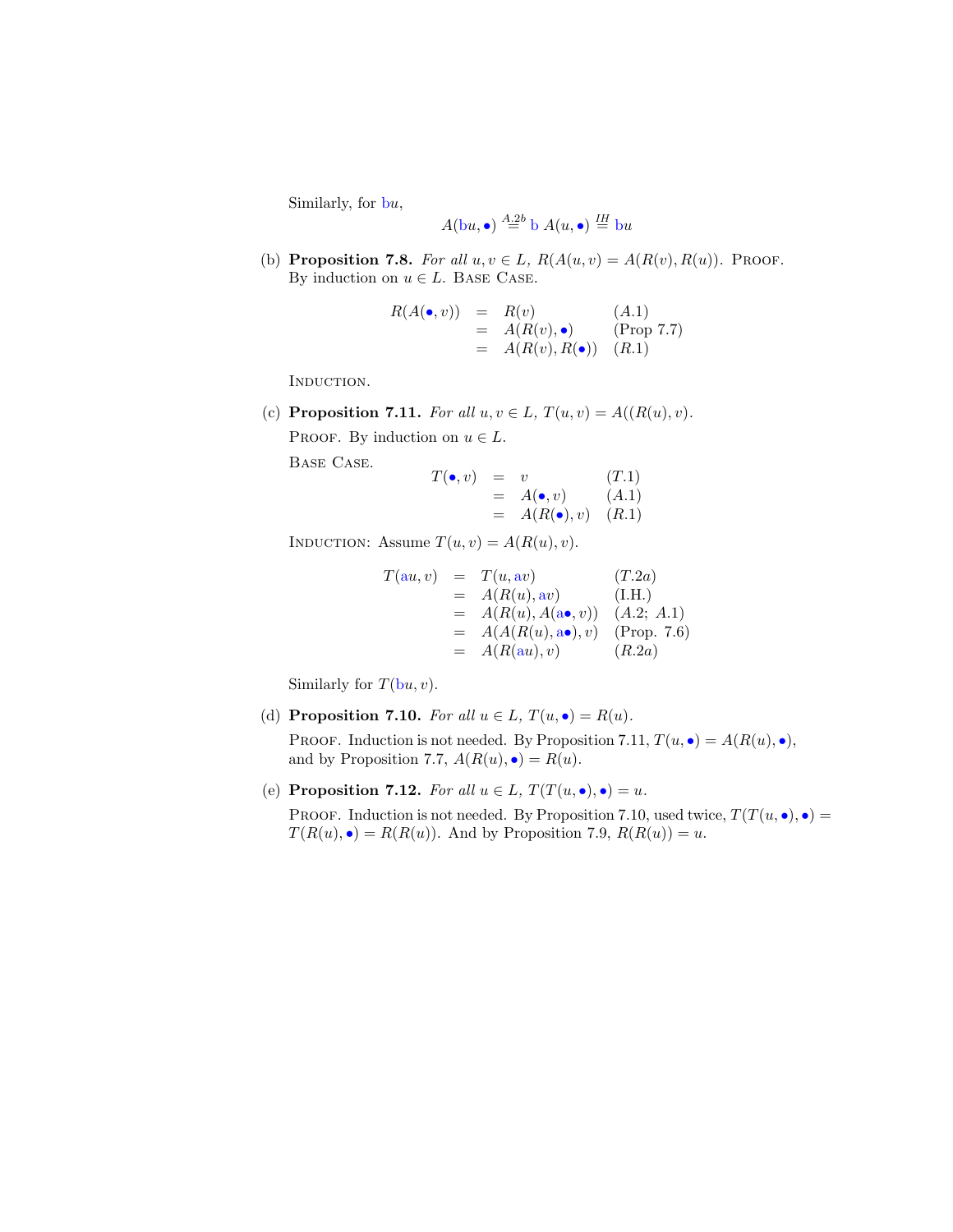Similarly, for $\mathrm{b}u$,

$$A(\mathrm{b}u, \bullet) \overset{A.2b}{=} \mathrm{b}\ A(u, \bullet) \overset{IH}{=} \mathrm{b}u$$

(b) **Proposition 7.8.** *For all $u, v \in L$, $R(A(u, v)) = A(R(v), R(u))$.* Proof. By induction on $u \in L$. Base Case.

$$\begin{array}{rcll} R(A(\bullet, v)) & = & R(v) & (A.1) \\ & = & A(R(v), \bullet) & \text{(Prop 7.7)} \\ & = & A(R(v), R(\bullet)) & (R.1) \end{array}$$

Induction.

(c) **Proposition 7.11.** *For all $u, v \in L$, $T(u, v) = A((R(u), v)$.*

Proof. By induction on $u \in L$.

Base Case.

$$\begin{array}{rcll} T(\bullet, v) & = & v & (T.1) \\ & = & A(\bullet, v) & (A.1) \\ & = & A(R(\bullet), v) & (R.1) \end{array}$$

Induction: Assume $T(u, v) = A(R(u), v)$.

$$\begin{array}{rcll} T(\mathrm{a}u, v) & = & T(u, \mathrm{a}v) & (T.2a) \\ & = & A(R(u), \mathrm{a}v) & \text{(I.H.)} \\ & = & A(R(u), A(\mathrm{a}\bullet, v)) & (A.2;\ A.1) \\ & = & A(A(R(u), \mathrm{a}\bullet), v) & \text{(Prop. 7.6)} \\ & = & A(R(\mathrm{a}u), v) & (R.2a) \end{array}$$

Similarly for $T(\mathrm{b}u, v)$.

(d) **Proposition 7.10.** *For all $u \in L$, $T(u, \bullet) = R(u)$.*

Proof. Induction is not needed. By Proposition 7.11, $T(u, \bullet) = A(R(u), \bullet)$, and by Proposition 7.7, $A(R(u), \bullet) = R(u)$.

(e) **Proposition 7.12.** *For all $u \in L$, $T(T(u, \bullet), \bullet) = u$.*

Proof. Induction is not needed. By Proposition 7.10, used twice, $T(T(u, \bullet), \bullet) = T(R(u), \bullet) = R(R(u))$. And by Proposition 7.9, $R(R(u)) = u$.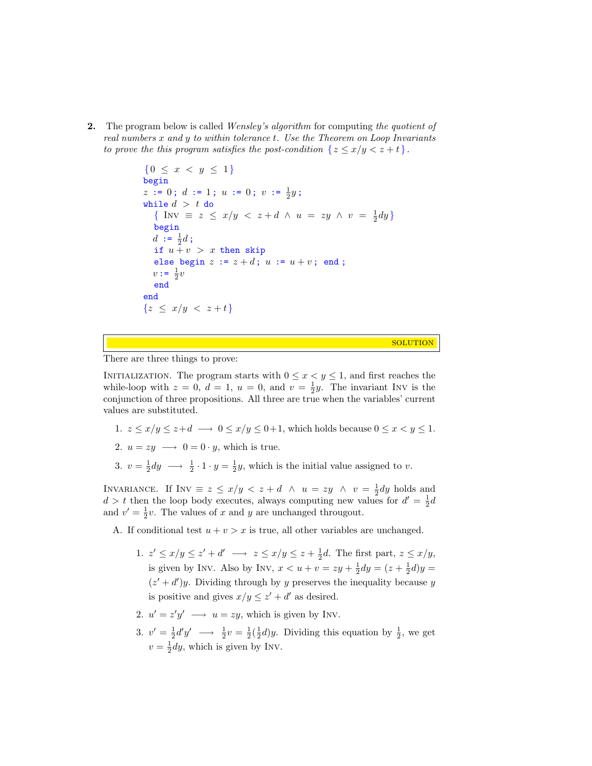**2.** The program below is called *Wensley's algorithm* for computing *the quotient of real numbers x and y to within tolerance t. Use the Theorem on Loop Invariants to prove the this program satisfies the post-condition* $\{z \le x/y < z + t\}$.

```
{0 ≤ x < y ≤ 1}
begin
z := 0; d := 1; u := 0; v := ½y;
while d > t do
  { Inv ≡ z ≤ x/y < z+d ∧ u = zy ∧ v = ½dy}
  begin
  d := ½d;
  if u+v > x then skip
  else begin z := z+d; u := u+v; end;
  v := ½v
  end
end
{z ≤ x/y < z+t}
```

SOLUTION

There are three things to prove:

INITIALIZATION. The program starts with $0 \le x < y \le 1$, and first reaches the while-loop with $z = 0$, $d = 1$, $u = 0$, and $v = \frac{1}{2}y$. The invariant INV is the conjunction of three propositions. All three are true when the variables' current values are substituted.

1. $z \le x/y \le z+d \longrightarrow 0 \le x/y \le 0+1$, which holds because $0 \le x < y \le 1$.
2. $u = zy \longrightarrow 0 = 0 \cdot y$, which is true.
3. $v = \frac{1}{2}dy \longrightarrow \frac{1}{2} \cdot 1 \cdot y = \frac{1}{2}y$, which is the initial value assigned to $v$.

INVARIANCE. If $\text{INV} \equiv z \le x/y < z+d \;\wedge\; u = zy \;\wedge\; v = \frac{1}{2}dy$ holds and $d > t$ then the loop body executes, always computing new values for $d' = \frac{1}{2}d$ and $v' = \frac{1}{2}v$. The values of $x$ and $y$ are unchanged througout.

A. If conditional test $u + v > x$ is true, all other variables are unchanged.

   1. $z' \le x/y \le z' + d' \longrightarrow z \le x/y \le z + \frac{1}{2}d$. The first part, $z \le x/y$, is given by INV. Also by INV, $x < u + v = zy + \frac{1}{2}dy = (z + \frac{1}{2}d)y = (z' + d')y$. Dividing through by $y$ preserves the inequality because $y$ is positive and gives $x/y \le z' + d'$ as desired.
   2. $u' = z'y' \longrightarrow u = zy$, which is given by INV.
   3. $v' = \frac{1}{2}d'y' \longrightarrow \frac{1}{2}v = \frac{1}{2}(\frac{1}{2}d)y$. Dividing this equation by $\frac{1}{2}$, we get $v = \frac{1}{2}dy$, which is given by INV.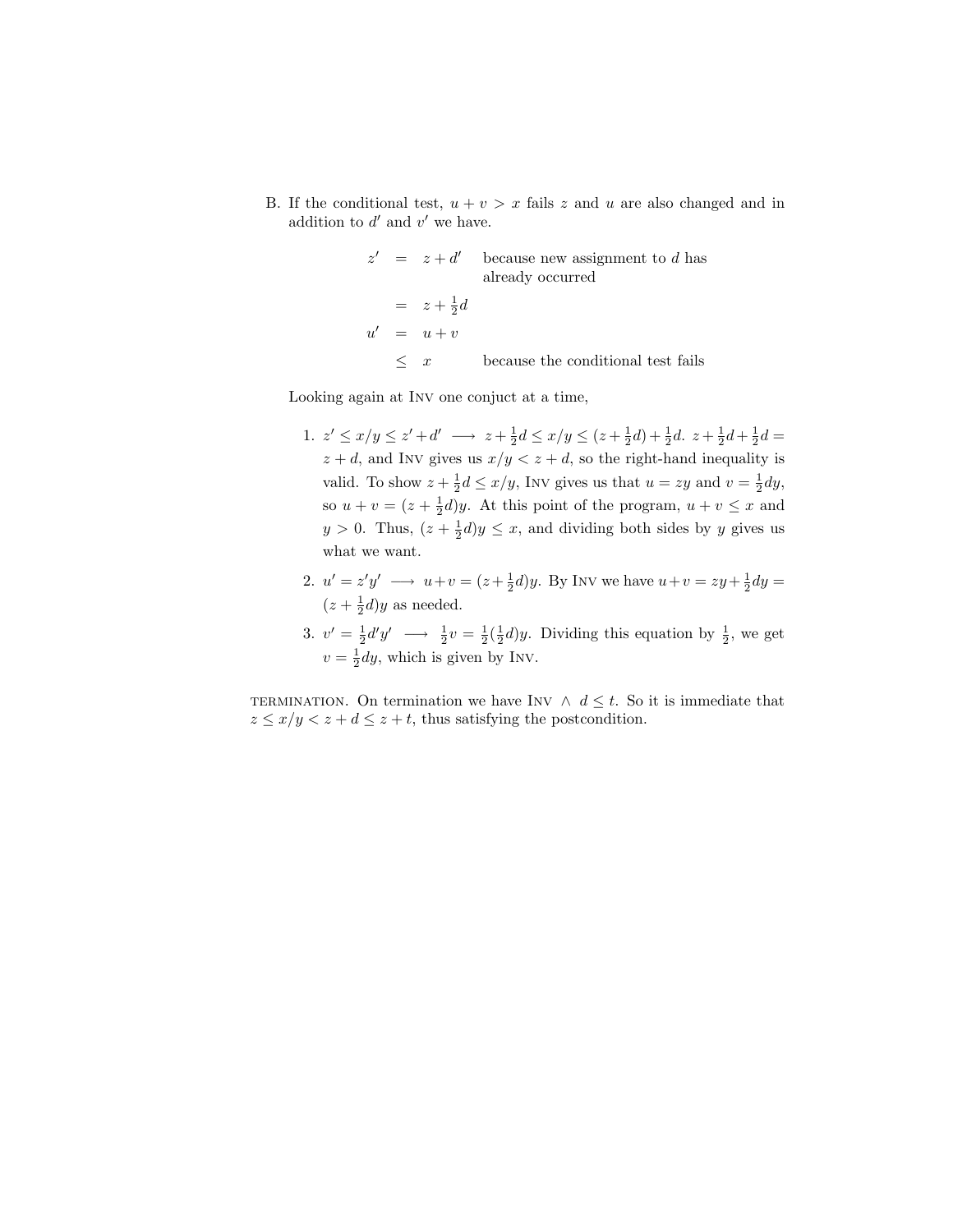B. If the conditional test, $u + v > x$ fails $z$ and $u$ are also changed and in addition to $d'$ and $v'$ we have.

$$
\begin{aligned}
z' &= z + d' && \text{because new assignment to } d \text{ has already occurred} \\
&= z + \tfrac{1}{2}d \\
u' &= u + v \\
&\leq x && \text{because the conditional test fails}
\end{aligned}
$$

Looking again at Inv one conjuct at a time,

1. $z' \leq x/y \leq z' + d' \longrightarrow z + \frac{1}{2}d \leq x/y \leq (z + \frac{1}{2}d) + \frac{1}{2}d$. $z + \frac{1}{2}d + \frac{1}{2}d = z + d$, and Inv gives us $x/y < z + d$, so the right-hand inequality is valid. To show $z + \frac{1}{2}d \leq x/y$, Inv gives us that $u = zy$ and $v = \frac{1}{2}dy$, so $u + v = (z + \frac{1}{2}d)y$. At this point of the program, $u + v \leq x$ and $y > 0$. Thus, $(z + \frac{1}{2}d)y \leq x$, and dividing both sides by $y$ gives us what we want.

2. $u' = z'y' \longrightarrow u + v = (z + \frac{1}{2}d)y$. By Inv we have $u + v = zy + \frac{1}{2}dy = (z + \frac{1}{2}d)y$ as needed.

3. $v' = \frac{1}{2}d'y' \longrightarrow \frac{1}{2}v = \frac{1}{2}(\frac{1}{2}d)y$. Dividing this equation by $\frac{1}{2}$, we get $v = \frac{1}{2}dy$, which is given by Inv.

termination. On termination we have Inv $\wedge$ $d \leq t$. So it is immediate that $z \leq x/y < z + d \leq z + t$, thus satisfying the postcondition.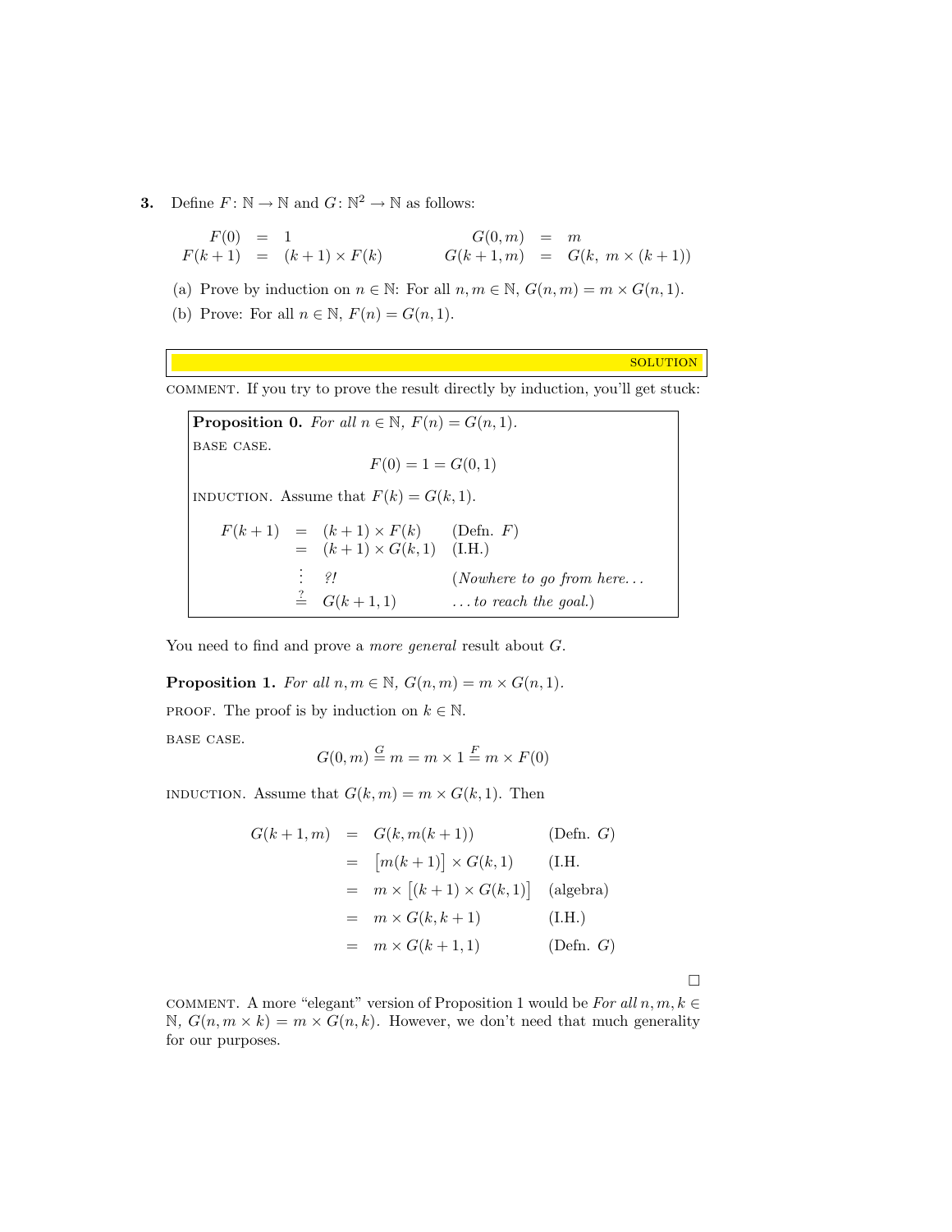**3.** Define $F\colon \mathbb{N} \to \mathbb{N}$ and $G\colon \mathbb{N}^2 \to \mathbb{N}$ as follows:

$$
\begin{aligned}
F(0) &= 1 & \qquad G(0,m) &= m \\
F(k+1) &= (k+1) \times F(k) & \qquad G(k+1,m) &= G(k,\ m \times (k+1))
\end{aligned}
$$

(a) Prove by induction on $n \in \mathbb{N}$: For all $n, m \in \mathbb{N}$, $G(n,m) = m \times G(n,1)$.

(b) Prove: For all $n \in \mathbb{N}$, $F(n) = G(n,1)$.

---

SOLUTION

---

COMMENT. If you try to prove the result directly by induction, you'll get stuck:

> **Proposition 0.** *For all $n \in \mathbb{N}$, $F(n) = G(n,1)$.*
>
> BASE CASE.
> $$F(0) = 1 = G(0,1)$$
>
> INDUCTION. Assume that $F(k) = G(k,1)$.
>
> $$
> \begin{aligned}
> F(k+1) &= (k+1) \times F(k) && \text{(Defn. } F\text{)} \\
> &= (k+1) \times G(k,1) && \text{(I.H.)} \\
> &\vdots \quad ?! && \textit{(Nowhere to go from here\ldots} \\
> &\stackrel{?}{=} G(k+1,1) && \textit{\ldots to reach the goal.)}
> \end{aligned}
> $$

You need to find and prove a *more general* result about $G$.

**Proposition 1.** *For all $n, m \in \mathbb{N}$, $G(n,m) = m \times G(n,1)$.*

PROOF. The proof is by induction on $k \in \mathbb{N}$.

BASE CASE.

$$G(0,m) \stackrel{G}{=} m = m \times 1 \stackrel{F}{=} m \times F(0)$$

INDUCTION. Assume that $G(k,m) = m \times G(k,1)$. Then

$$
\begin{aligned}
G(k+1,m) &= G(k, m(k+1)) && \text{(Defn. } G\text{)} \\
&= \big[m(k+1)\big] \times G(k,1) && \text{(I.H.} \\
&= m \times \big[(k+1) \times G(k,1)\big] && \text{(algebra)} \\
&= m \times G(k, k+1) && \text{(I.H.)} \\
&= m \times G(k+1,1) && \text{(Defn. } G\text{)}
\end{aligned}
$$

□

COMMENT. A more "elegant" version of Proposition 1 would be *For all $n, m, k \in \mathbb{N}$, $G(n, m \times k) = m \times G(n,k)$.* However, we don't need that much generality for our purposes.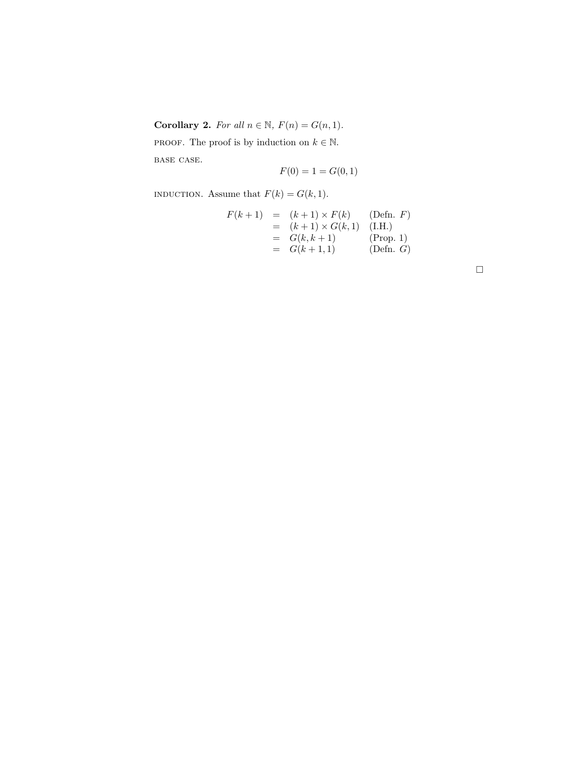**Corollary 2.** *For all $n \in \mathbb{N}$, $F(n) = G(n, 1)$.*

PROOF. The proof is by induction on $k \in \mathbb{N}$.

BASE CASE.

$$F(0) = 1 = G(0, 1)$$

INDUCTION. Assume that $F(k) = G(k, 1)$.

$$\begin{array}{rcll} F(k+1) & = & (k+1) \times F(k) & \text{(Defn. } F\text{)} \\ & = & (k+1) \times G(k, 1) & \text{(I.H.)} \\ & = & G(k, k+1) & \text{(Prop. 1)} \\ & = & G(k+1, 1) & \text{(Defn. } G\text{)} \end{array}$$

□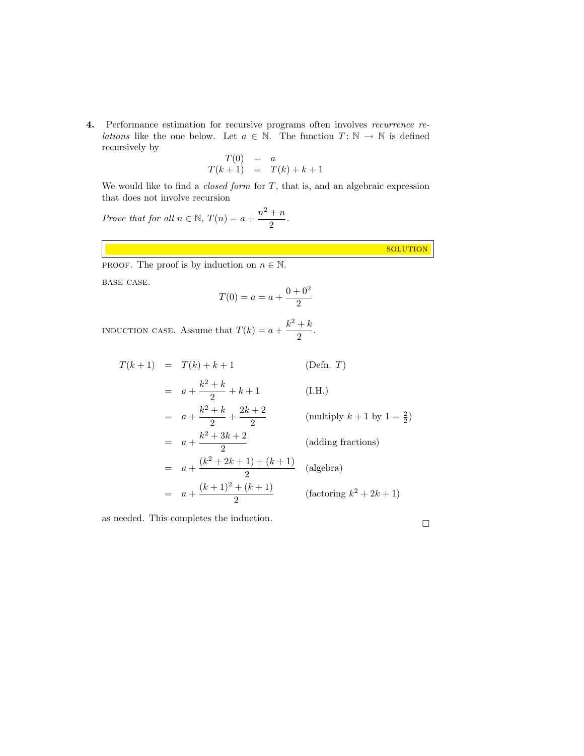**4.** Performance estimation for recursive programs often involves *recurrence relations* like the one below. Let $a \in \mathbb{N}$. The function $T\colon \mathbb{N} \to \mathbb{N}$ is defined recursively by

$$
\begin{aligned}
T(0) &= a \\
T(k+1) &= T(k) + k + 1
\end{aligned}
$$

We would like to find a *closed form* for $T$, that is, and an algebraic expression that does not involve recursion

*Prove that for all* $n \in \mathbb{N}$, $T(n) = a + \dfrac{n^2 + n}{2}$.

SOLUTION

PROOF. The proof is by induction on $n \in \mathbb{N}$.

BASE CASE.

$$T(0) = a = a + \frac{0 + 0^2}{2}$$

INDUCTION CASE. Assume that $T(k) = a + \dfrac{k^2 + k}{2}$.

$$
\begin{aligned}
T(k+1) &= T(k) + k + 1 && \text{(Defn. } T\text{)} \\
&= a + \frac{k^2 + k}{2} + k + 1 && \text{(I.H.)} \\
&= a + \frac{k^2 + k}{2} + \frac{2k + 2}{2} && \text{(multiply } k+1 \text{ by } 1 = \tfrac{2}{2}\text{)} \\
&= a + \frac{k^2 + 3k + 2}{2} && \text{(adding fractions)} \\
&= a + \frac{(k^2 + 2k + 1) + (k + 1)}{2} && \text{(algebra)} \\
&= a + \frac{(k+1)^2 + (k+1)}{2} && \text{(factoring } k^2 + 2k + 1\text{)}
\end{aligned}
$$

as needed. This completes the induction.

$\square$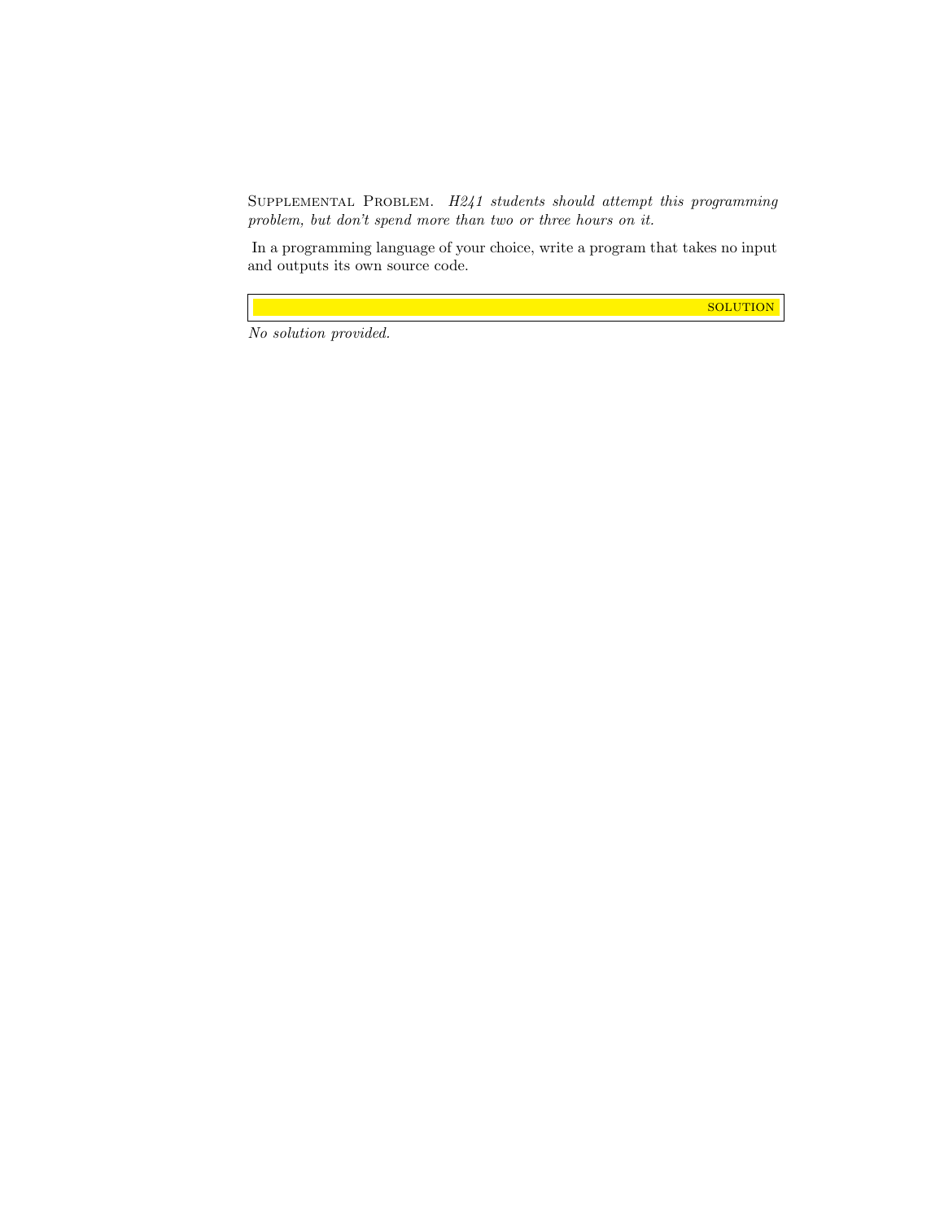Supplemental Problem. *H241 students should attempt this programming problem, but don't spend more than two or three hours on it.*

In a programming language of your choice, write a program that takes no input and outputs its own source code.

SOLUTION

*No solution provided.*